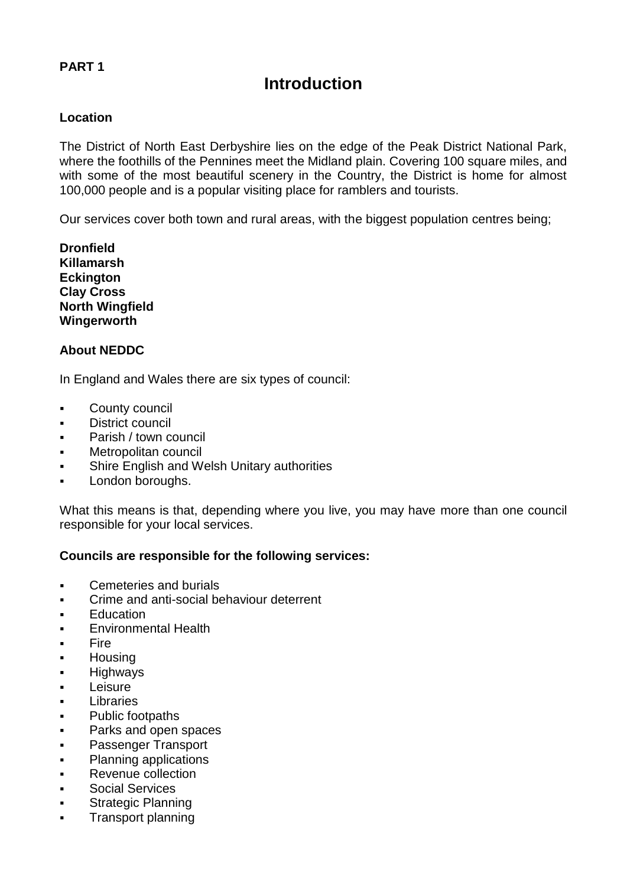**PART 1**

# Introduction

### Location

The District of North East Derbyshire lies on the edge of the Peak District National Park, where the foothills of the Pennines meet the Midland plain. Covering 100 square miles, and with some of the most beautiful scenery in the Country, the District is home for almost 100,000 people and is a popular visiting place for ramblers and tourists.

Our services cover both town and rural areas, with the biggest population centres being;

**Dronfield**
**Killamarsh**
**Eckington**
**Clay Cross**
**North Wingfield**
**Wingerworth**

### About NEDDC

In England and Wales there are six types of council:

- County council
- District council
- Parish / town council
- Metropolitan council
- Shire English and Welsh Unitary authorities
- London boroughs.

What this means is that, depending where you live, you may have more than one council responsible for your local services.

### Councils are responsible for the following services:

- Cemeteries and burials
- Crime and anti-social behaviour deterrent
- Education
- Environmental Health
- Fire
- Housing
- Highways
- Leisure
- Libraries
- Public footpaths
- Parks and open spaces
- Passenger Transport
- Planning applications
- Revenue collection
- Social Services
- Strategic Planning
- Transport planning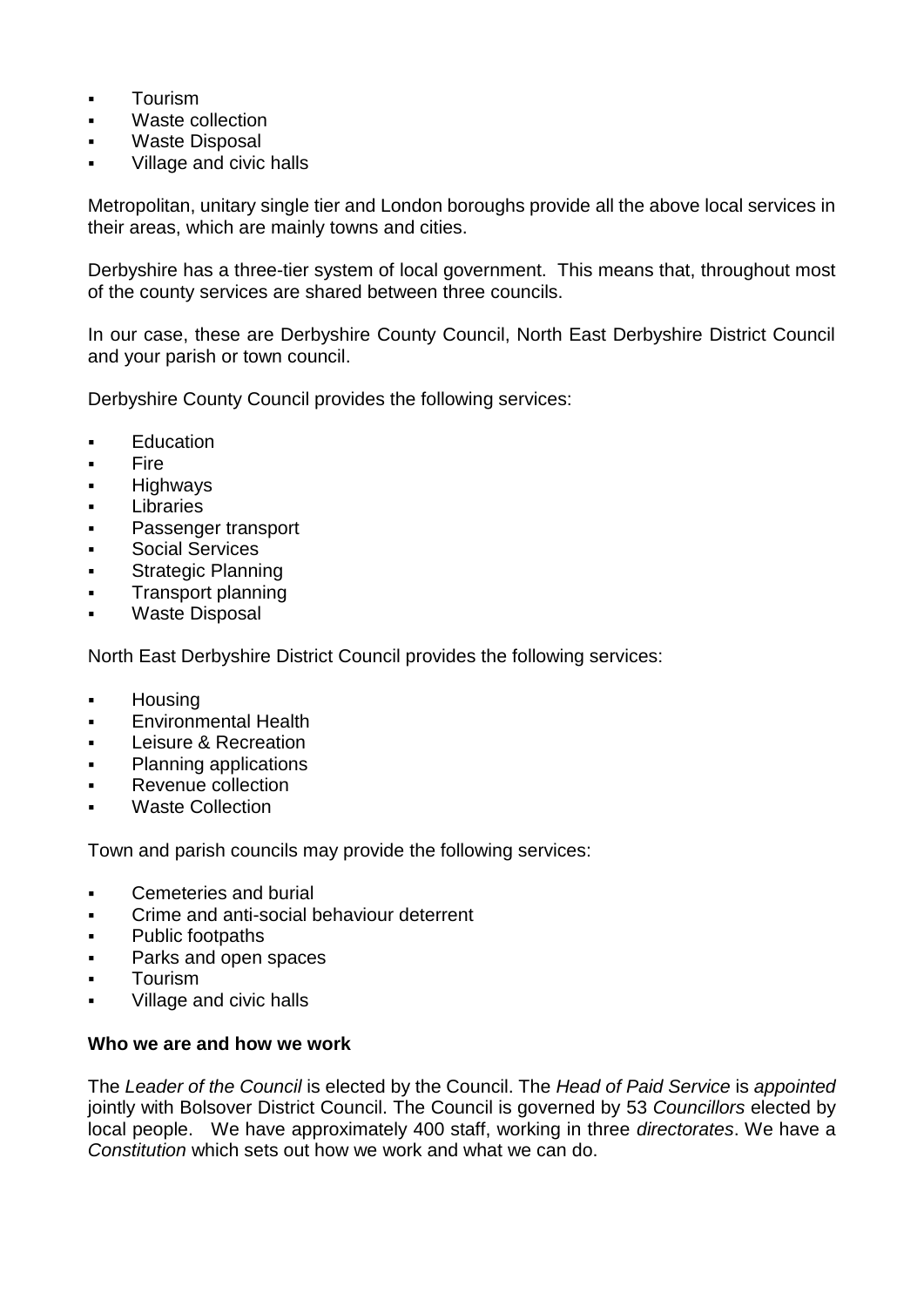- Tourism
- Waste collection
- Waste Disposal
- Village and civic halls

Metropolitan, unitary single tier and London boroughs provide all the above local services in their areas, which are mainly towns and cities.

Derbyshire has a three-tier system of local government. This means that, throughout most of the county services are shared between three councils.

In our case, these are Derbyshire County Council, North East Derbyshire District Council and your parish or town council.

Derbyshire County Council provides the following services:

- Education
- Fire
- Highways
- Libraries
- Passenger transport
- Social Services
- Strategic Planning
- Transport planning
- Waste Disposal

North East Derbyshire District Council provides the following services:

- Housing
- Environmental Health
- Leisure & Recreation
- Planning applications
- Revenue collection
- Waste Collection

Town and parish councils may provide the following services:

- Cemeteries and burial
- Crime and anti-social behaviour deterrent
- Public footpaths
- Parks and open spaces
- Tourism
- Village and civic halls

**Who we are and how we work**

The *Leader of the Council* is elected by the Council. The *Head of Paid Service* is *appointed* jointly with Bolsover District Council. The Council is governed by 53 *Councillors* elected by local people. We have approximately 400 staff, working in three *directorates*. We have a *Constitution* which sets out how we work and what we can do.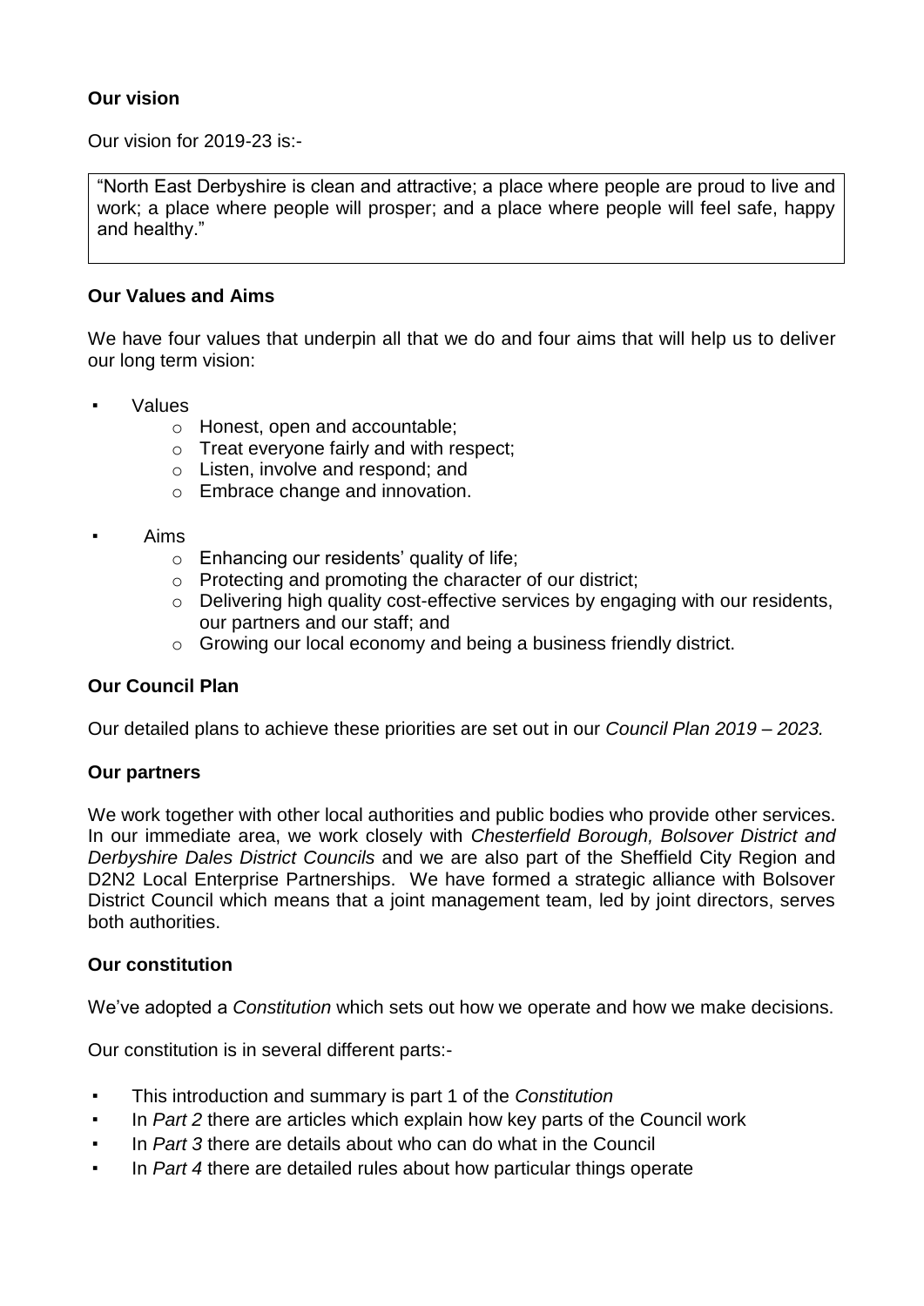**Our vision**

Our vision for 2019-23 is:-

> "North East Derbyshire is clean and attractive; a place where people are proud to live and work; a place where people will prosper; and a place where people will feel safe, happy and healthy."

**Our Values and Aims**

We have four values that underpin all that we do and four aims that will help us to deliver our long term vision:

- Values
  - Honest, open and accountable;
  - Treat everyone fairly and with respect;
  - Listen, involve and respond; and
  - Embrace change and innovation.
- Aims
  - Enhancing our residents' quality of life;
  - Protecting and promoting the character of our district;
  - Delivering high quality cost-effective services by engaging with our residents, our partners and our staff; and
  - Growing our local economy and being a business friendly district.

**Our Council Plan**

Our detailed plans to achieve these priorities are set out in our *Council Plan 2019 – 2023.*

**Our partners**

We work together with other local authorities and public bodies who provide other services. In our immediate area, we work closely with *Chesterfield Borough, Bolsover District and Derbyshire Dales District Councils* and we are also part of the Sheffield City Region and D2N2 Local Enterprise Partnerships. We have formed a strategic alliance with Bolsover District Council which means that a joint management team, led by joint directors, serves both authorities.

**Our constitution**

We've adopted a *Constitution* which sets out how we operate and how we make decisions.

Our constitution is in several different parts:-

- This introduction and summary is part 1 of the *Constitution*
- In *Part 2* there are articles which explain how key parts of the Council work
- In *Part 3* there are details about who can do what in the Council
- In *Part 4* there are detailed rules about how particular things operate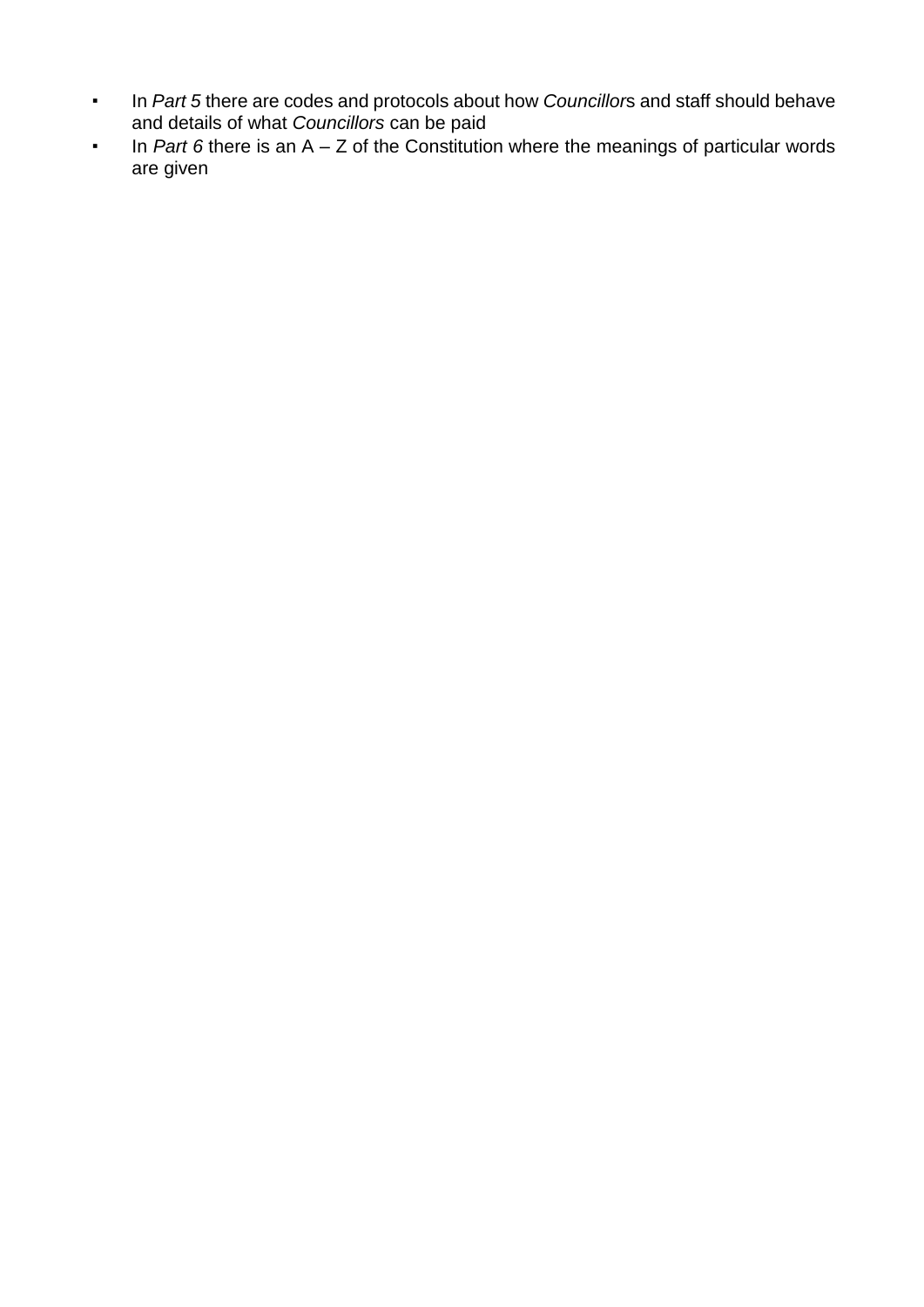- In *Part 5* there are codes and protocols about how *Councillor*s and staff should behave and details of what *Councillors* can be paid
- In *Part 6* there is an A – Z of the Constitution where the meanings of particular words are given